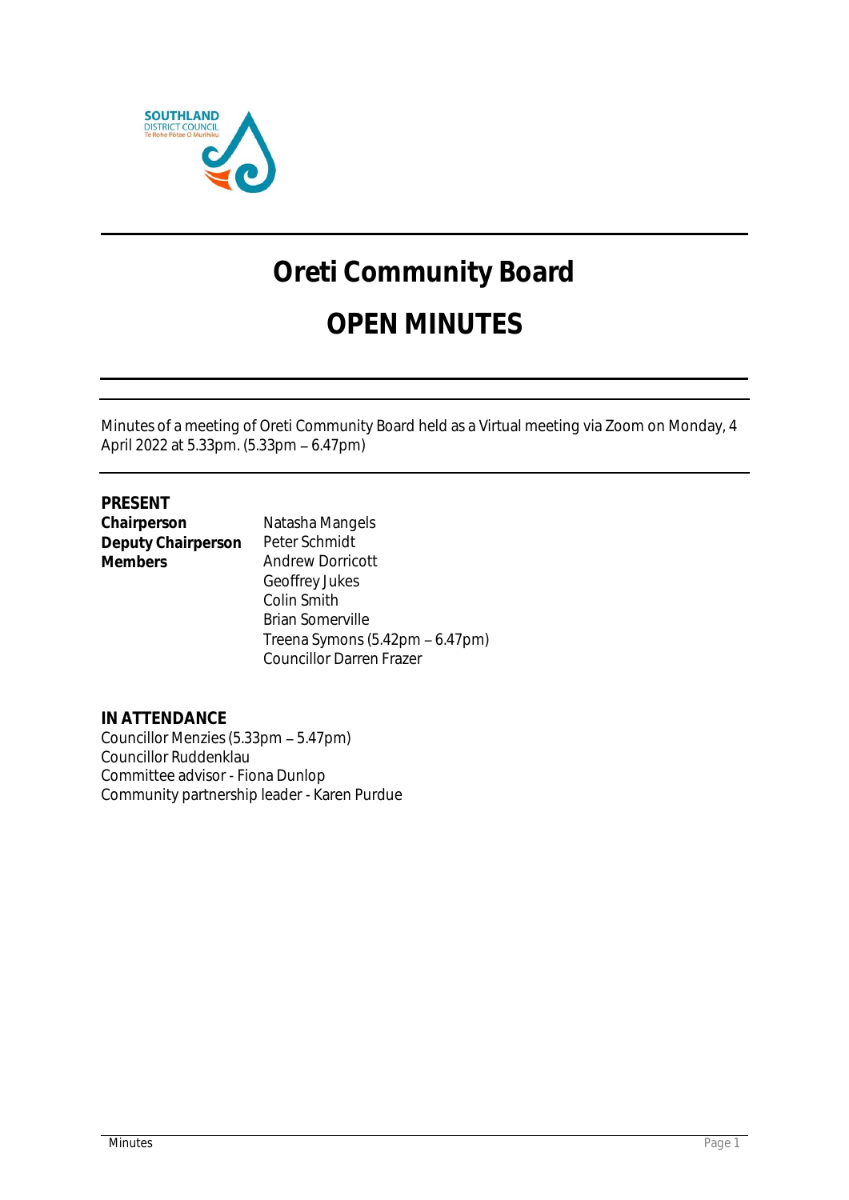# Oreti Community Board

# OPEN MINUTES

Minutes of a meeting of Oreti Community Board held as a Virtual meeting via Zoom on Monday, 4 April 2022 at 5.33pm. (5.33pm – 6.47pm)

**PRESENT**

| | |
|---|---|
| **Chairperson** | Natasha Mangels |
| **Deputy Chairperson** | Peter Schmidt |
| **Members** | Andrew Dorricott |
| | Geoffrey Jukes |
| | Colin Smith |
| | Brian Somerville |
| | Treena Symons (5.42pm – 6.47pm) |
| | Councillor Darren Frazer |

**IN ATTENDANCE**

Councillor Menzies (5.33pm – 5.47pm)
Councillor Ruddenklau
Committee advisor - Fiona Dunlop
Community partnership leader - Karen Purdue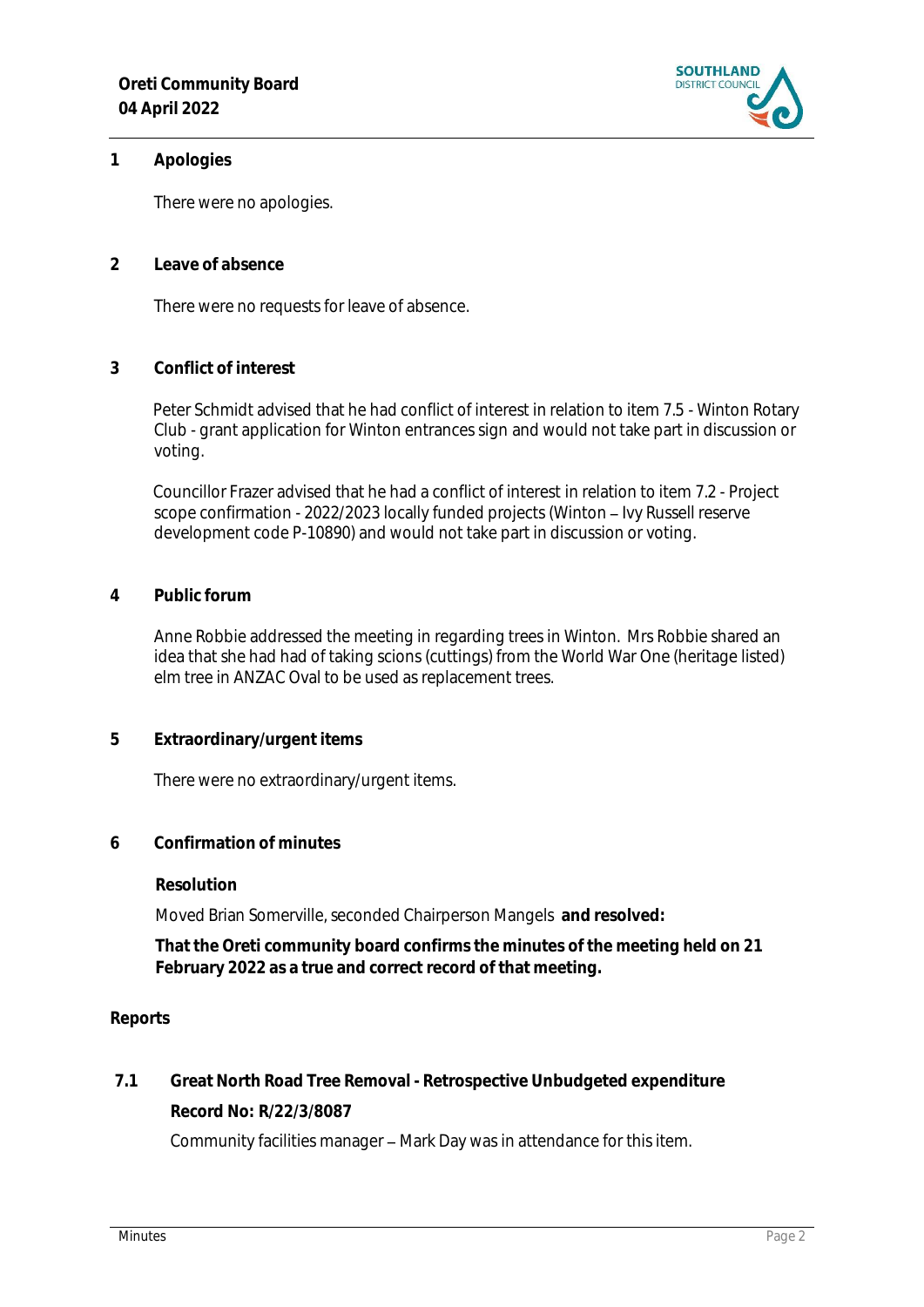## 1 Apologies

There were no apologies.

## 2 Leave of absence

There were no requests for leave of absence.

## 3 Conflict of interest

Peter Schmidt advised that he had conflict of interest in relation to item 7.5 - Winton Rotary Club - grant application for Winton entrances sign and would not take part in discussion or voting.

Councillor Frazer advised that he had a conflict of interest in relation to item 7.2 - Project scope confirmation - 2022/2023 locally funded projects (Winton – Ivy Russell reserve development code P-10890) and would not take part in discussion or voting.

## 4 Public forum

Anne Robbie addressed the meeting in regarding trees in Winton. Mrs Robbie shared an idea that she had had of taking scions (cuttings) from the World War One (heritage listed) elm tree in ANZAC Oval to be used as replacement trees.

## 5 Extraordinary/urgent items

There were no extraordinary/urgent items.

## 6 Confirmation of minutes

**Resolution**

Moved Brian Somerville, seconded Chairperson Mangels **and resolved:**

**That the Oreti community board confirms the minutes of the meeting held on 21 February 2022 as a true and correct record of that meeting.**

**Reports**

### 7.1 Great North Road Tree Removal - Retrospective Unbudgeted expenditure

**Record No: R/22/3/8087**

Community facilities manager – Mark Day was in attendance for this item.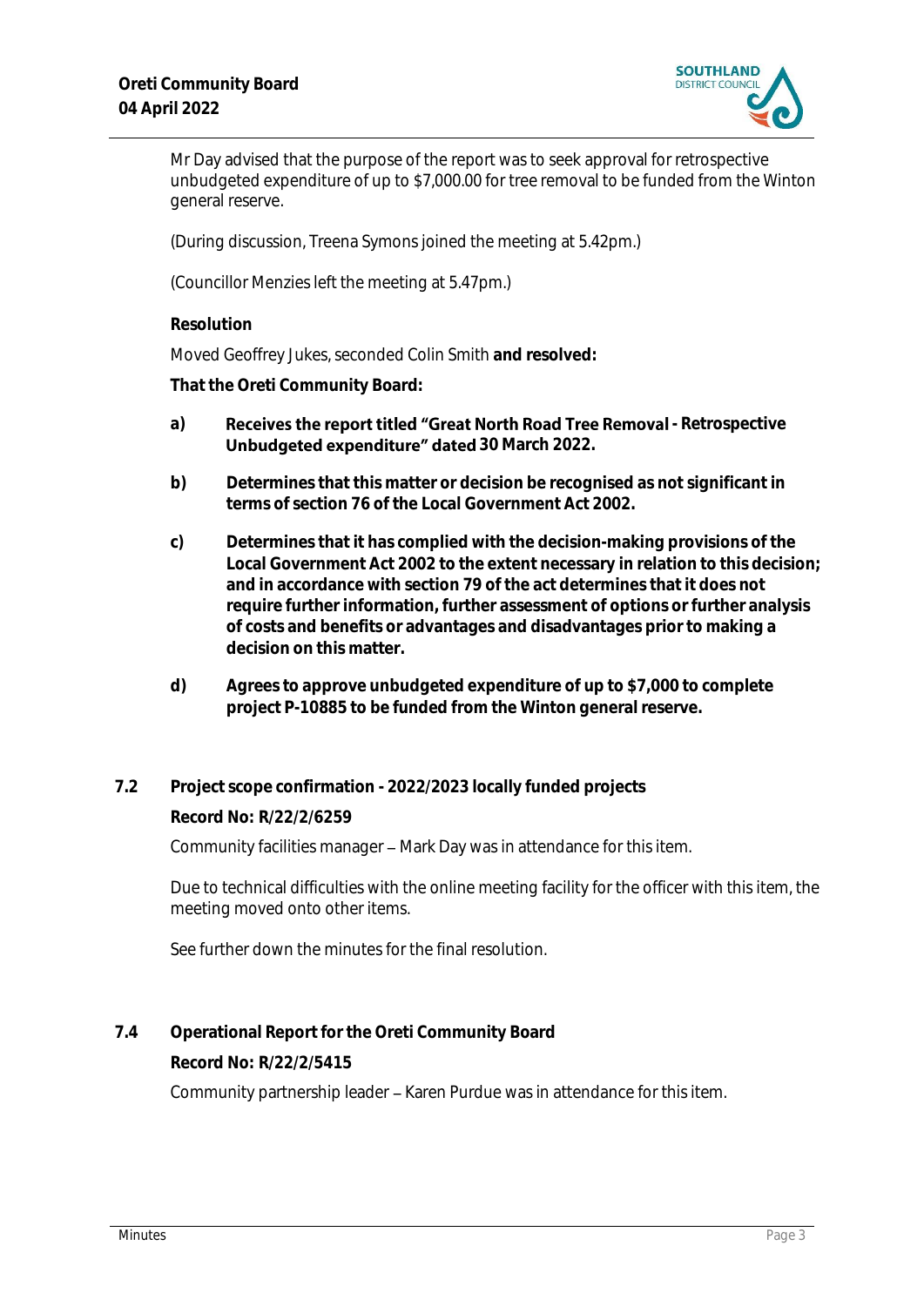Mr Day advised that the purpose of the report was to seek approval for retrospective unbudgeted expenditure of up to $7,000.00 for tree removal to be funded from the Winton general reserve.

(During discussion, Treena Symons joined the meeting at 5.42pm.)

(Councillor Menzies left the meeting at 5.47pm.)

**Resolution**

Moved Geoffrey Jukes, seconded Colin Smith **and resolved:**

**That the Oreti Community Board:**

**a)** **Receives the report titled "Great North Road Tree Removal - Retrospective Unbudgeted expenditure" dated 30 March 2022.**

**b)** **Determines that this matter or decision be recognised as not significant in terms of section 76 of the Local Government Act 2002.**

**c)** **Determines that it has complied with the decision-making provisions of the Local Government Act 2002 to the extent necessary in relation to this decision; and in accordance with section 79 of the act determines that it does not require further information, further assessment of options or further analysis of costs and benefits or advantages and disadvantages prior to making a decision on this matter.**

**d)** **Agrees to approve unbudgeted expenditure of up to $7,000 to complete project P-10885 to be funded from the Winton general reserve.**

## 7.2 Project scope confirmation - 2022/2023 locally funded projects

**Record No: R/22/2/6259**

Community facilities manager – Mark Day was in attendance for this item.

Due to technical difficulties with the online meeting facility for the officer with this item, the meeting moved onto other items.

See further down the minutes for the final resolution.

## 7.4 Operational Report for the Oreti Community Board

**Record No: R/22/2/5415**

Community partnership leader – Karen Purdue was in attendance for this item.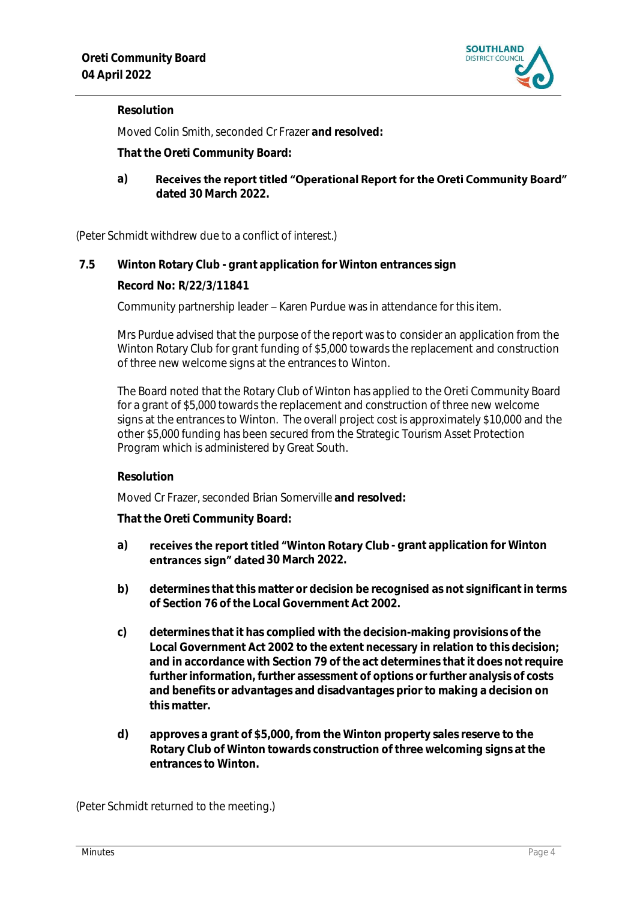**Resolution**

Moved Colin Smith, seconded Cr Frazer **and resolved:**

**That the Oreti Community Board:**

**a)** **Receives the report titled "Operational Report for the Oreti Community Board" dated 30 March 2022.**

(Peter Schmidt withdrew due to a conflict of interest.)

## 7.5 Winton Rotary Club - grant application for Winton entrances sign

**Record No: R/22/3/11841**

Community partnership leader – Karen Purdue was in attendance for this item.

Mrs Purdue advised that the purpose of the report was to consider an application from the Winton Rotary Club for grant funding of $5,000 towards the replacement and construction of three new welcome signs at the entrances to Winton.

The Board noted that the Rotary Club of Winton has applied to the Oreti Community Board for a grant of $5,000 towards the replacement and construction of three new welcome signs at the entrances to Winton. The overall project cost is approximately $10,000 and the other $5,000 funding has been secured from the Strategic Tourism Asset Protection Program which is administered by Great South.

**Resolution**

Moved Cr Frazer, seconded Brian Somerville **and resolved:**

**That the Oreti Community Board:**

**a)** **receives the report titled "Winton Rotary Club - grant application for Winton entrances sign" dated 30 March 2022.**

**b)** **determines that this matter or decision be recognised as not significant in terms of Section 76 of the Local Government Act 2002.**

**c)** **determines that it has complied with the decision-making provisions of the Local Government Act 2002 to the extent necessary in relation to this decision; and in accordance with Section 79 of the act determines that it does not require further information, further assessment of options or further analysis of costs and benefits or advantages and disadvantages prior to making a decision on this matter.**

**d)** **approves a grant of $5,000, from the Winton property sales reserve to the Rotary Club of Winton towards construction of three welcoming signs at the entrances to Winton.**

(Peter Schmidt returned to the meeting.)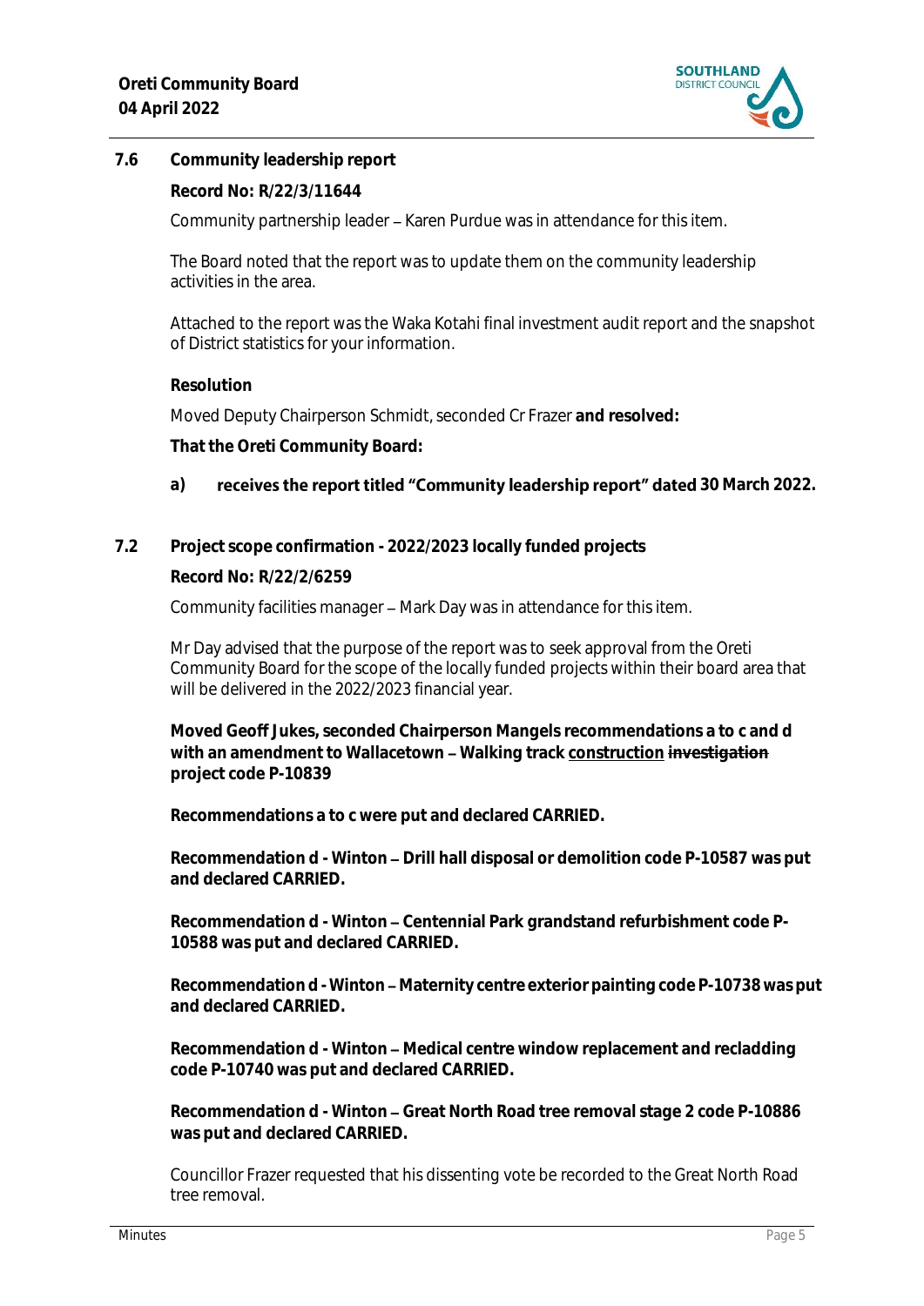## 7.6 Community leadership report

**Record No: R/22/3/11644**

Community partnership leader – Karen Purdue was in attendance for this item.

The Board noted that the report was to update them on the community leadership activities in the area.

Attached to the report was the Waka Kotahi final investment audit report and the snapshot of District statistics for your information.

**Resolution**

Moved Deputy Chairperson Schmidt, seconded Cr Frazer **and resolved:**

**That the Oreti Community Board:**

**a) receives the report titled "Community leadership report" dated 30 March 2022.**

## 7.2 Project scope confirmation - 2022/2023 locally funded projects

**Record No: R/22/2/6259**

Community facilities manager – Mark Day was in attendance for this item.

Mr Day advised that the purpose of the report was to seek approval from the Oreti Community Board for the scope of the locally funded projects within their board area that will be delivered in the 2022/2023 financial year.

**Moved Geoff Jukes, seconded Chairperson Mangels recommendations a to c and d with an amendment to Wallacetown – Walking track <u>construction</u> ~~investigation~~ project code P-10839**

**Recommendations a to c were put and declared CARRIED.**

**Recommendation d - Winton – Drill hall disposal or demolition code P-10587 was put and declared CARRIED.**

**Recommendation d - Winton – Centennial Park grandstand refurbishment code P-10588 was put and declared CARRIED.**

**Recommendation d - Winton – Maternity centre exterior painting code P-10738 was put and declared CARRIED.**

**Recommendation d - Winton – Medical centre window replacement and recladding code P-10740 was put and declared CARRIED.**

**Recommendation d - Winton – Great North Road tree removal stage 2 code P-10886 was put and declared CARRIED.**

Councillor Frazer requested that his dissenting vote be recorded to the Great North Road tree removal.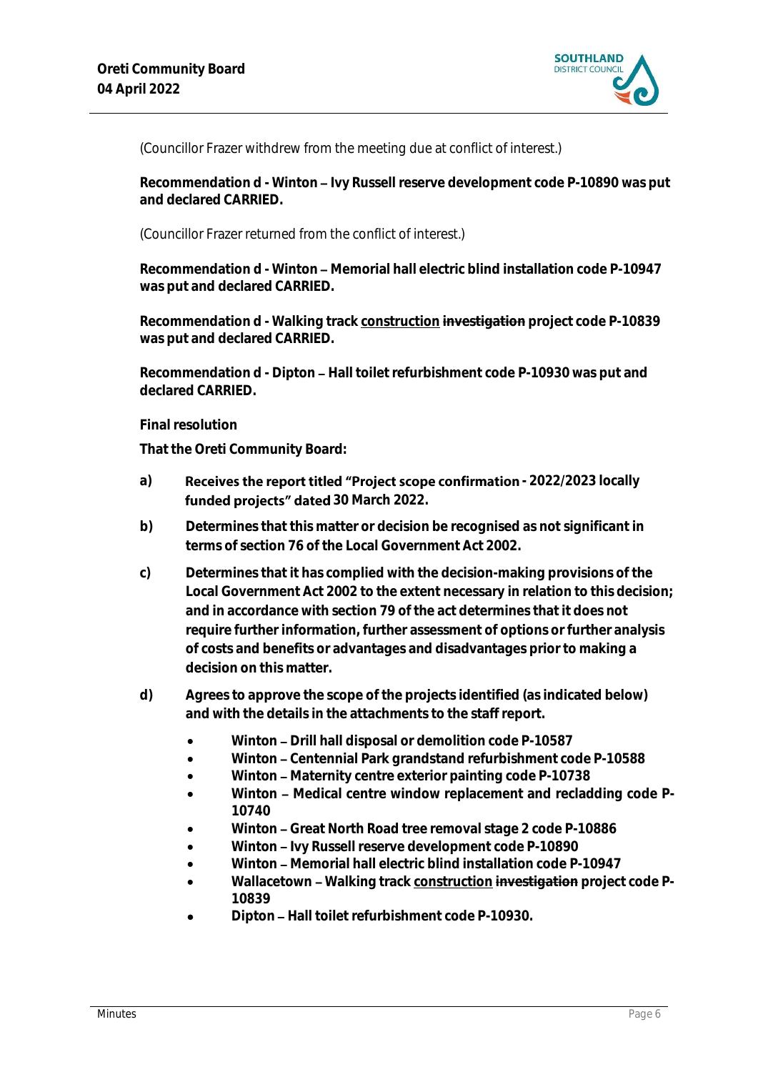(Councillor Frazer withdrew from the meeting due at conflict of interest.)

**Recommendation d - Winton – Ivy Russell reserve development code P-10890 was put and declared CARRIED.**

(Councillor Frazer returned from the conflict of interest.)

**Recommendation d - Winton – Memorial hall electric blind installation code P-10947 was put and declared CARRIED.**

**Recommendation d - Walking track <u>construction</u> ~~investigation~~ project code P-10839 was put and declared CARRIED.**

**Recommendation d - Dipton – Hall toilet refurbishment code P-10930 was put and declared CARRIED.**

**Final resolution**

**That the Oreti Community Board:**

**a)** **Receives the report titled "Project scope confirmation - 2022/2023 locally funded projects" dated 30 March 2022.**

**b)** **Determines that this matter or decision be recognised as not significant in terms of section 76 of the Local Government Act 2002.**

**c)** **Determines that it has complied with the decision-making provisions of the Local Government Act 2002 to the extent necessary in relation to this decision; and in accordance with section 79 of the act determines that it does not require further information, further assessment of options or further analysis of costs and benefits or advantages and disadvantages prior to making a decision on this matter.**

**d)** **Agrees to approve the scope of the projects identified (as indicated below) and with the details in the attachments to the staff report.**

- **Winton – Drill hall disposal or demolition code P-10587**
- **Winton – Centennial Park grandstand refurbishment code P-10588**
- **Winton – Maternity centre exterior painting code P-10738**
- **Winton – Medical centre window replacement and recladding code P-10740**
- **Winton – Great North Road tree removal stage 2 code P-10886**
- **Winton – Ivy Russell reserve development code P-10890**
- **Winton – Memorial hall electric blind installation code P-10947**
- **Wallacetown – Walking track <u>construction</u> ~~investigation~~ project code P-10839**
- **Dipton – Hall toilet refurbishment code P-10930.**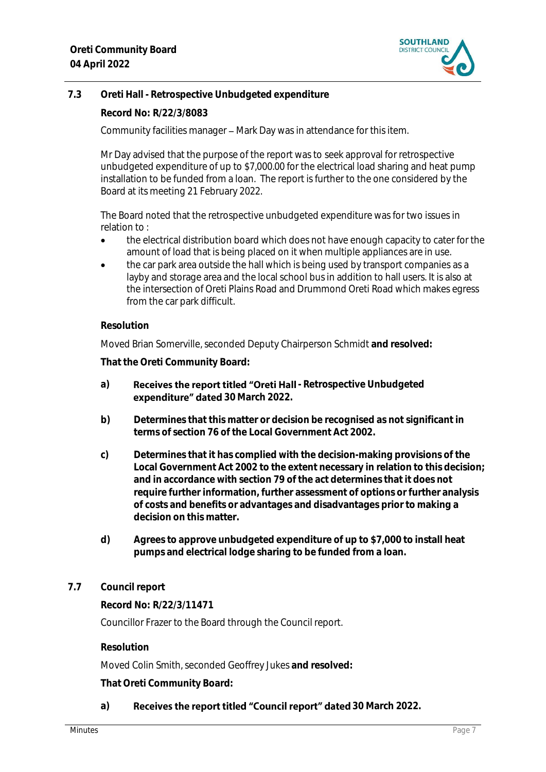## 7.3 Oreti Hall - Retrospective Unbudgeted expenditure

**Record No: R/22/3/8083**

Community facilities manager – Mark Day was in attendance for this item.

Mr Day advised that the purpose of the report was to seek approval for retrospective unbudgeted expenditure of up to $7,000.00 for the electrical load sharing and heat pump installation to be funded from a loan. The report is further to the one considered by the Board at its meeting 21 February 2022.

The Board noted that the retrospective unbudgeted expenditure was for two issues in relation to :

- the electrical distribution board which does not have enough capacity to cater for the amount of load that is being placed on it when multiple appliances are in use.
- the car park area outside the hall which is being used by transport companies as a layby and storage area and the local school bus in addition to hall users. It is also at the intersection of Oreti Plains Road and Drummond Oreti Road which makes egress from the car park difficult.

**Resolution**

Moved Brian Somerville, seconded Deputy Chairperson Schmidt **and resolved:**

**That the Oreti Community Board:**

**a)** **Receives the report titled "Oreti Hall - Retrospective Unbudgeted expenditure" dated 30 March 2022.**

**b)** **Determines that this matter or decision be recognised as not significant in terms of section 76 of the Local Government Act 2002.**

**c)** **Determines that it has complied with the decision-making provisions of the Local Government Act 2002 to the extent necessary in relation to this decision; and in accordance with section 79 of the act determines that it does not require further information, further assessment of options or further analysis of costs and benefits or advantages and disadvantages prior to making a decision on this matter.**

**d)** **Agrees to approve unbudgeted expenditure of up to $7,000 to install heat pumps and electrical lodge sharing to be funded from a loan.**

## 7.7 Council report

**Record No: R/22/3/11471**

Councillor Frazer to the Board through the Council report.

**Resolution**

Moved Colin Smith, seconded Geoffrey Jukes **and resolved:**

**That Oreti Community Board:**

**a)** **Receives the report titled "Council report" dated 30 March 2022.**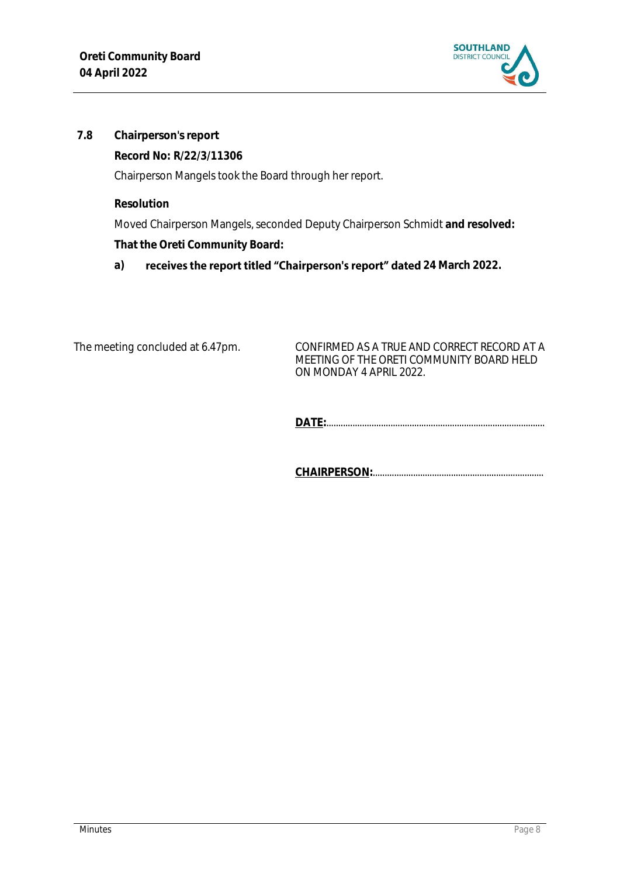### 7.8 Chairperson's report

**Record No: R/22/3/11306**

Chairperson Mangels took the Board through her report.

**Resolution**

Moved Chairperson Mangels, seconded Deputy Chairperson Schmidt **and resolved:**

**That the Oreti Community Board:**

**a) receives the report titled "Chairperson's report" dated 24 March 2022.**

The meeting concluded at 6.47pm.

CONFIRMED AS A TRUE AND CORRECT RECORD AT A MEETING OF THE ORETI COMMUNITY BOARD HELD ON MONDAY 4 APRIL 2022.

**DATE:**...............................................................................................

**CHAIRPERSON:**.........................................................................